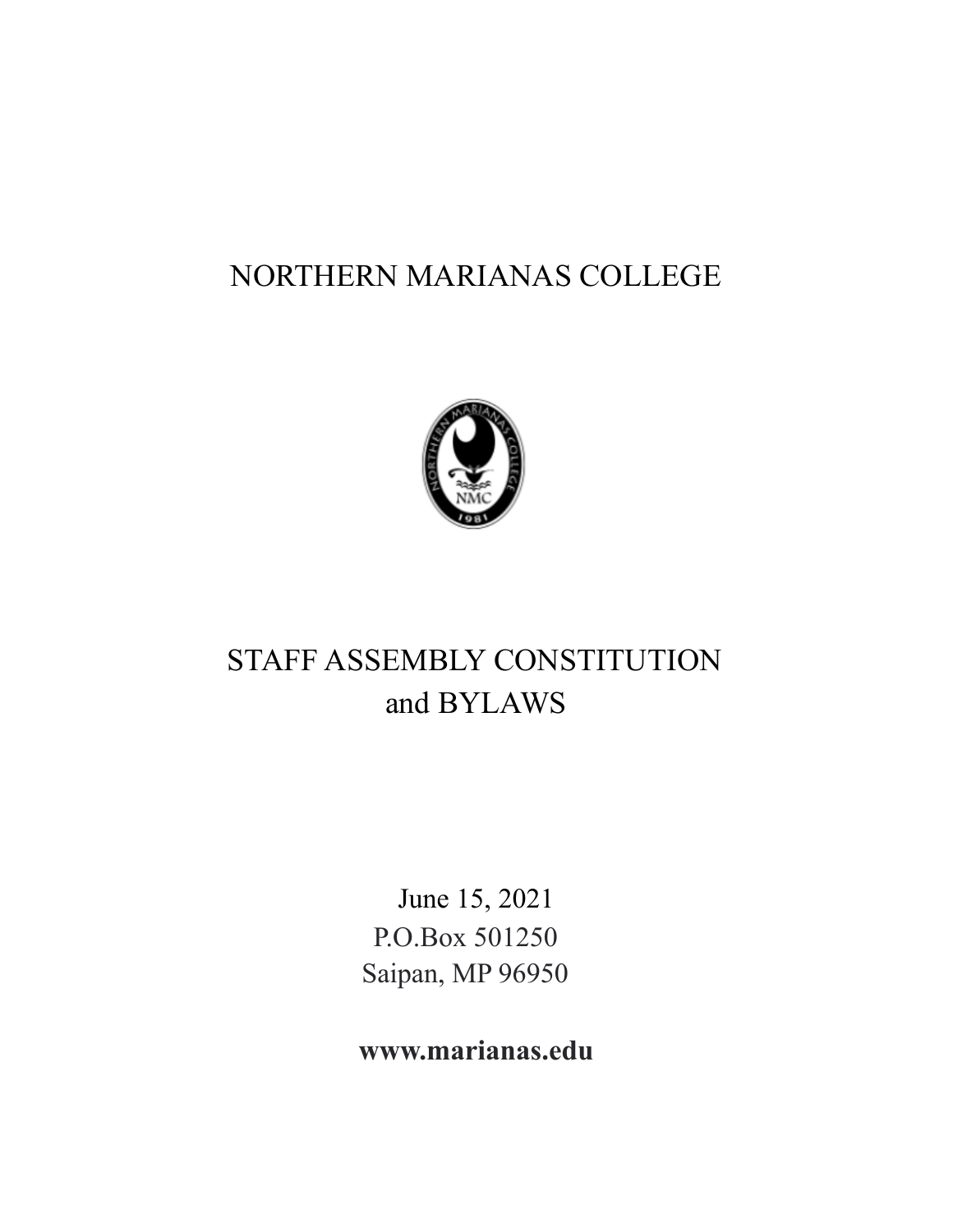# NORTHERN MARIANAS COLLEGE

# STAFF ASSEMBLY CONSTITUTION and BYLAWS

June 15, 2021
P.O.Box 501250
Saipan, MP 96950

**www.marianas.edu**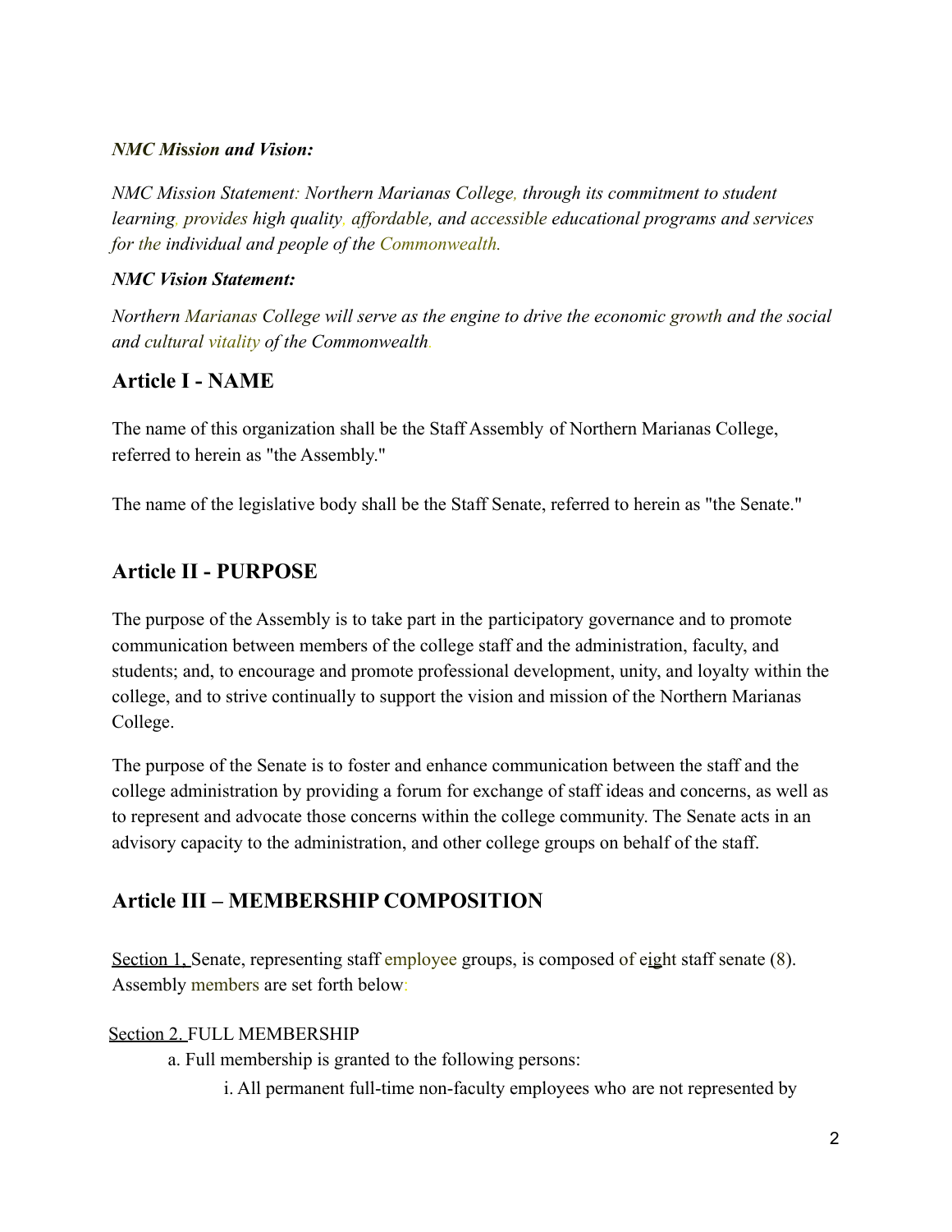***NMC Mission and Vision:***

*NMC Mission Statement: Northern Marianas College, through its commitment to student learning, provides high quality, affordable, and accessible educational programs and services for the individual and people of the Commonwealth.*

***NMC Vision Statement:***

*Northern Marianas College will serve as the engine to drive the economic growth and the social and cultural vitality of the Commonwealth.*

## Article I - NAME

The name of this organization shall be the Staff Assembly of Northern Marianas College, referred to herein as "the Assembly."

The name of the legislative body shall be the Staff Senate, referred to herein as "the Senate."

## Article II - PURPOSE

The purpose of the Assembly is to take part in the participatory governance and to promote communication between members of the college staff and the administration, faculty, and students; and, to encourage and promote professional development, unity, and loyalty within the college, and to strive continually to support the vision and mission of the Northern Marianas College.

The purpose of the Senate is to foster and enhance communication between the staff and the college administration by providing a forum for exchange of staff ideas and concerns, as well as to represent and advocate those concerns within the college community. The Senate acts in an advisory capacity to the administration, and other college groups on behalf of the staff.

## Article III – MEMBERSHIP COMPOSITION

Section 1. Senate, representing staff employee groups, is composed of eight staff senate (8). Assembly members are set forth below:

Section 2. FULL MEMBERSHIP

a. Full membership is granted to the following persons:

i. All permanent full-time non-faculty employees who are not represented by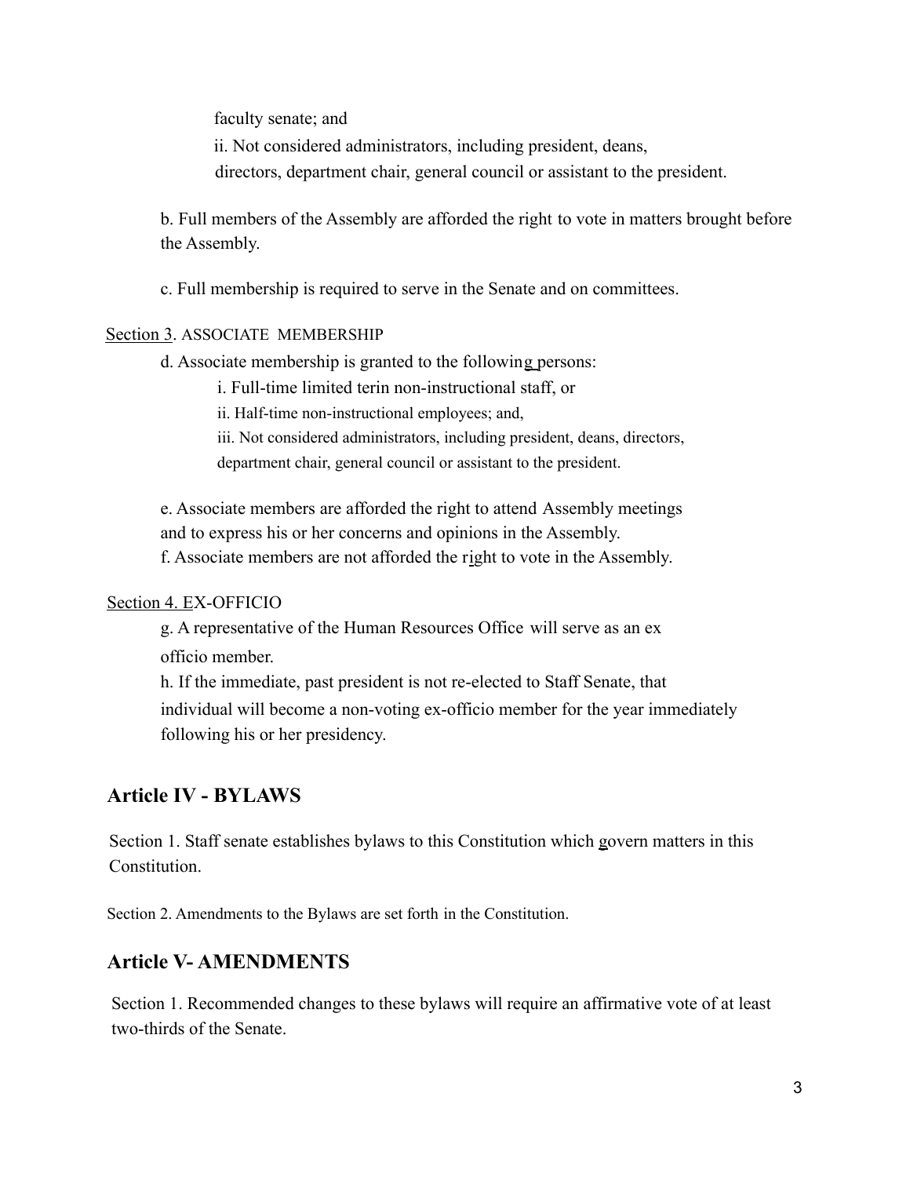faculty senate; and

ii. Not considered administrators, including president, deans, directors, department chair, general council or assistant to the president.

b. Full members of the Assembly are afforded the right to vote in matters brought before the Assembly.

c. Full membership is required to serve in the Senate and on committees.

Section 3. ASSOCIATE MEMBERSHIP

d. Associate membership is granted to the following persons:

i. Full-time limited terin non-instructional staff, or

ii. Half-time non-instructional employees; and,

iii. Not considered administrators, including president, deans, directors, department chair, general council or assistant to the president.

e. Associate members are afforded the right to attend Assembly meetings and to express his or her concerns and opinions in the Assembly.

f. Associate members are not afforded the right to vote in the Assembly.

Section 4. EX-OFFICIO

g. A representative of the Human Resources Office will serve as an ex officio member.

h. If the immediate, past president is not re-elected to Staff Senate, that individual will become a non-voting ex-officio member for the year immediately following his or her presidency.

## Article IV - BYLAWS

Section 1. Staff senate establishes bylaws to this Constitution which govern matters in this Constitution.

Section 2. Amendments to the Bylaws are set forth in the Constitution.

## Article V- AMENDMENTS

Section 1. Recommended changes to these bylaws will require an affirmative vote of at least two-thirds of the Senate.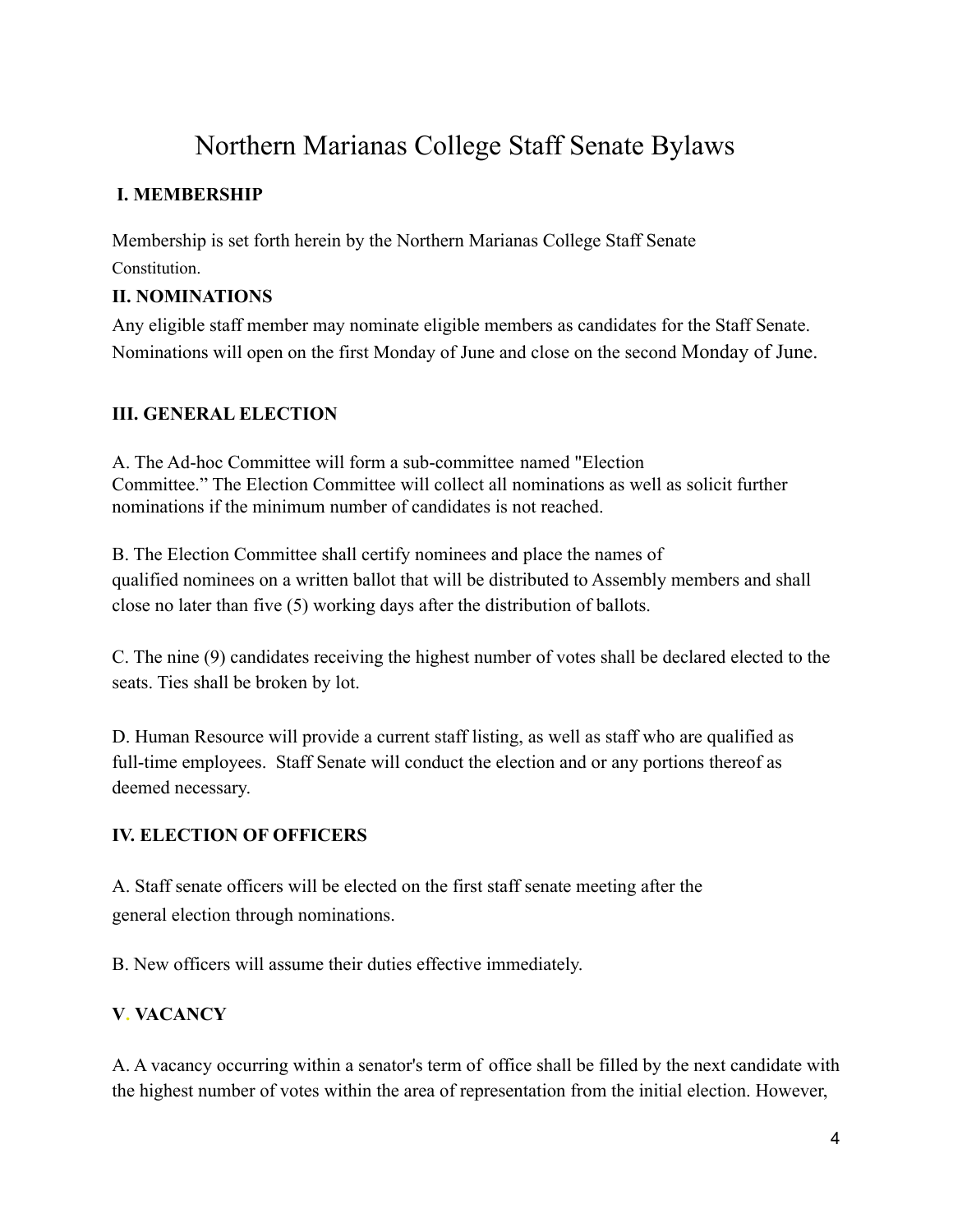# Northern Marianas College Staff Senate Bylaws

## I. MEMBERSHIP

Membership is set forth herein by the Northern Marianas College Staff Senate Constitution.

## II. NOMINATIONS

Any eligible staff member may nominate eligible members as candidates for the Staff Senate. Nominations will open on the first Monday of June and close on the second Monday of June.

## III. GENERAL ELECTION

A. The Ad-hoc Committee will form a sub-committee named "Election Committee." The Election Committee will collect all nominations as well as solicit further nominations if the minimum number of candidates is not reached.

B. The Election Committee shall certify nominees and place the names of qualified nominees on a written ballot that will be distributed to Assembly members and shall close no later than five (5) working days after the distribution of ballots.

C. The nine (9) candidates receiving the highest number of votes shall be declared elected to the seats. Ties shall be broken by lot.

D. Human Resource will provide a current staff listing, as well as staff who are qualified as full-time employees. Staff Senate will conduct the election and or any portions thereof as deemed necessary.

## IV. ELECTION OF OFFICERS

A. Staff senate officers will be elected on the first staff senate meeting after the general election through nominations.

B. New officers will assume their duties effective immediately.

## V. VACANCY

A. A vacancy occurring within a senator's term of office shall be filled by the next candidate with the highest number of votes within the area of representation from the initial election. However,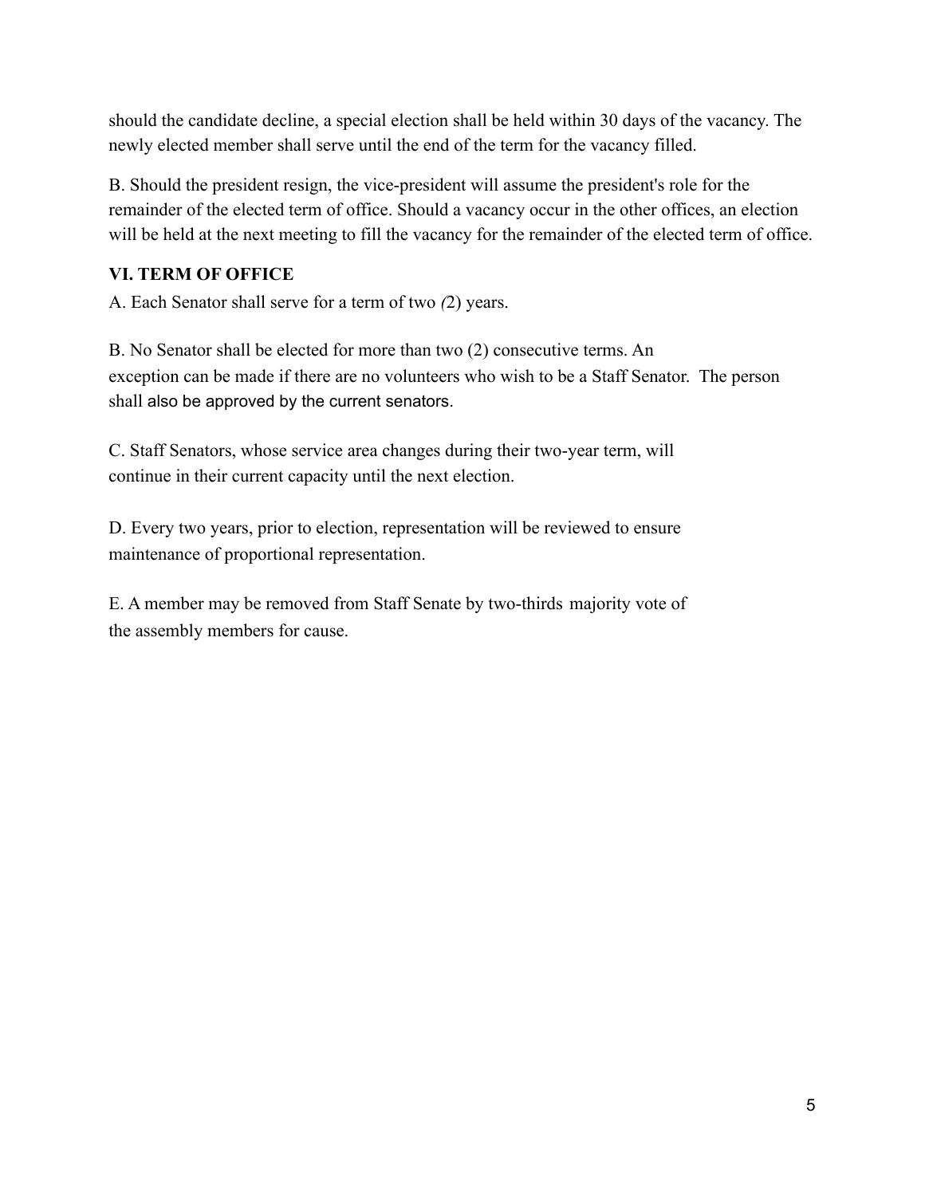should the candidate decline, a special election shall be held within 30 days of the vacancy. The newly elected member shall serve until the end of the term for the vacancy filled.

B. Should the president resign, the vice-president will assume the president's role for the remainder of the elected term of office. Should a vacancy occur in the other offices, an election will be held at the next meeting to fill the vacancy for the remainder of the elected term of office.

**VI. TERM OF OFFICE**

A. Each Senator shall serve for a term of two *(*2) years.

B. No Senator shall be elected for more than two (2) consecutive terms. An exception can be made if there are no volunteers who wish to be a Staff Senator. The person shall also be approved by the current senators.

C. Staff Senators, whose service area changes during their two-year term, will continue in their current capacity until the next election.

D. Every two years, prior to election, representation will be reviewed to ensure maintenance of proportional representation.

E. A member may be removed from Staff Senate by two-thirds majority vote of the assembly members for cause.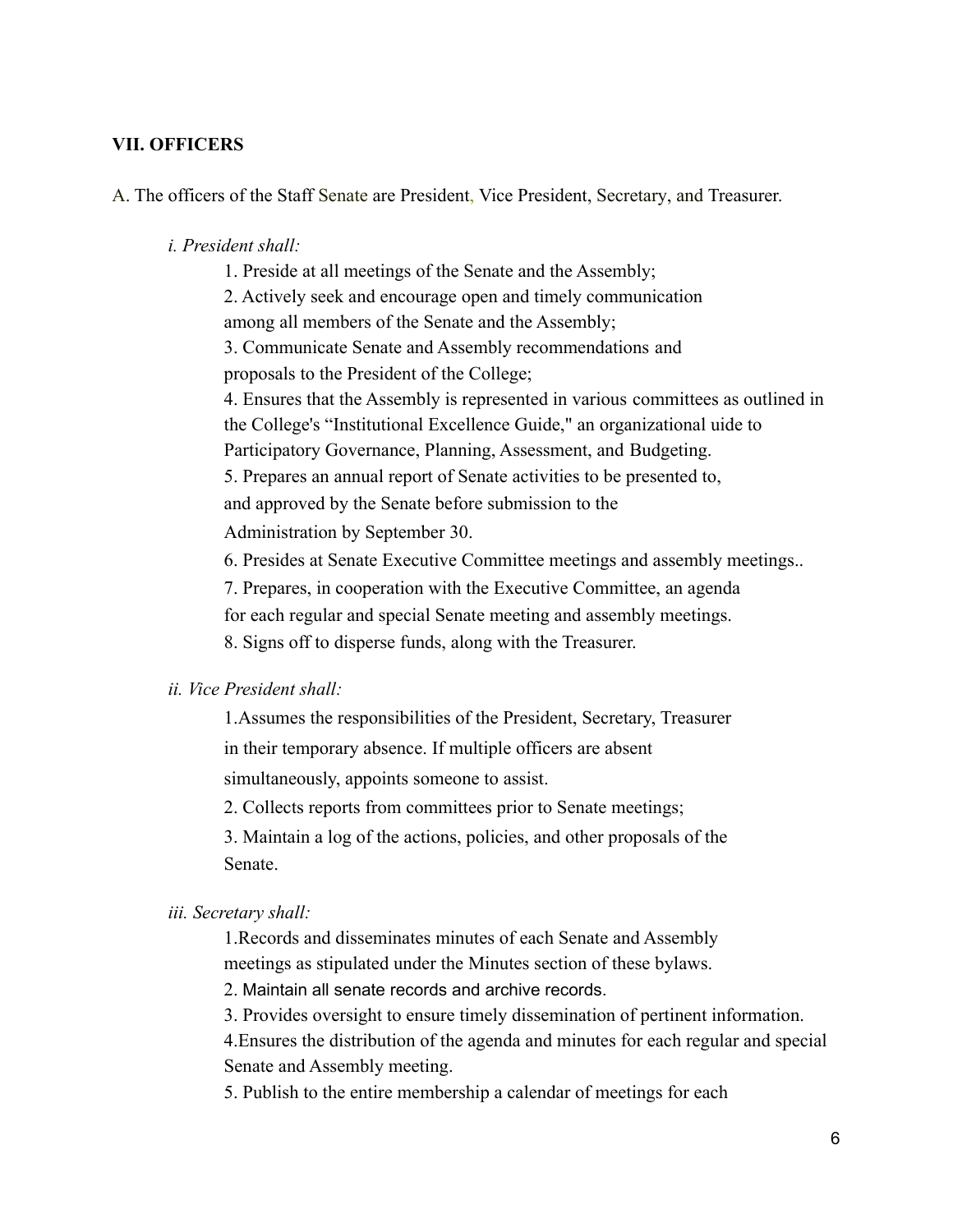**VII. OFFICERS**

A. The officers of the Staff Senate are President, Vice President, Secretary, and Treasurer.

*i. President shall:*

1. Preside at all meetings of the Senate and the Assembly;
2. Actively seek and encourage open and timely communication among all members of the Senate and the Assembly;
3. Communicate Senate and Assembly recommendations and proposals to the President of the College;
4. Ensures that the Assembly is represented in various committees as outlined in the College's "Institutional Excellence Guide," an organizational uide to Participatory Governance, Planning, Assessment, and Budgeting.
5. Prepares an annual report of Senate activities to be presented to, and approved by the Senate before submission to the Administration by September 30.
6. Presides at Senate Executive Committee meetings and assembly meetings..
7. Prepares, in cooperation with the Executive Committee, an agenda for each regular and special Senate meeting and assembly meetings.
8. Signs off to disperse funds, along with the Treasurer.

*ii. Vice President shall:*

1. Assumes the responsibilities of the President, Secretary, Treasurer in their temporary absence. If multiple officers are absent simultaneously, appoints someone to assist.
2. Collects reports from committees prior to Senate meetings;
3. Maintain a log of the actions, policies, and other proposals of the Senate.

*iii. Secretary shall:*

1. Records and disseminates minutes of each Senate and Assembly meetings as stipulated under the Minutes section of these bylaws.
2. Maintain all senate records and archive records.
3. Provides oversight to ensure timely dissemination of pertinent information.
4. Ensures the distribution of the agenda and minutes for each regular and special Senate and Assembly meeting.
5. Publish to the entire membership a calendar of meetings for each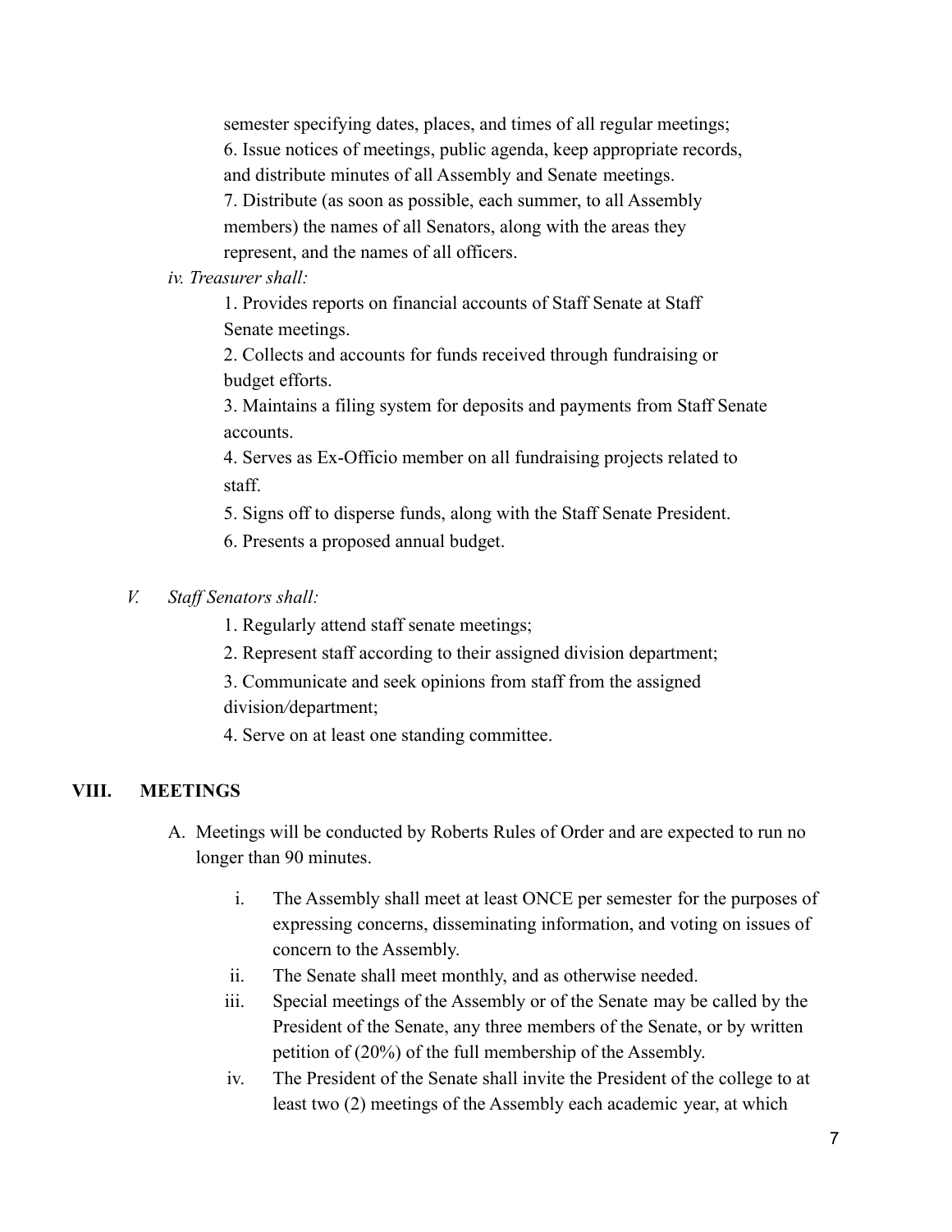semester specifying dates, places, and times of all regular meetings;

6. Issue notices of meetings, public agenda, keep appropriate records, and distribute minutes of all Assembly and Senate meetings.

7. Distribute (as soon as possible, each summer, to all Assembly members) the names of all Senators, along with the areas they represent, and the names of all officers.

*iv. Treasurer shall:*

1. Provides reports on financial accounts of Staff Senate at Staff Senate meetings.

2. Collects and accounts for funds received through fundraising or budget efforts.

3. Maintains a filing system for deposits and payments from Staff Senate accounts.

4. Serves as Ex-Officio member on all fundraising projects related to staff.

5. Signs off to disperse funds, along with the Staff Senate President.

6. Presents a proposed annual budget.

*V. Staff Senators shall:*

1. Regularly attend staff senate meetings;

2. Represent staff according to their assigned division department;

3. Communicate and seek opinions from staff from the assigned division/department;

4. Serve on at least one standing committee.

## VIII. MEETINGS

A. Meetings will be conducted by Roberts Rules of Order and are expected to run no longer than 90 minutes.

i. The Assembly shall meet at least ONCE per semester for the purposes of expressing concerns, disseminating information, and voting on issues of concern to the Assembly.

ii. The Senate shall meet monthly, and as otherwise needed.

iii. Special meetings of the Assembly or of the Senate may be called by the President of the Senate, any three members of the Senate, or by written petition of (20%) of the full membership of the Assembly.

iv. The President of the Senate shall invite the President of the college to at least two (2) meetings of the Assembly each academic year, at which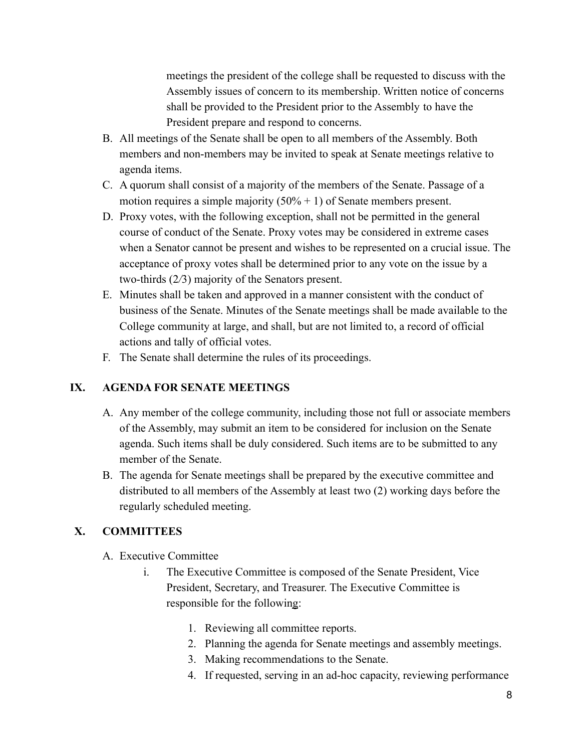meetings the president of the college shall be requested to discuss with the Assembly issues of concern to its membership. Written notice of concerns shall be provided to the President prior to the Assembly to have the President prepare and respond to concerns.

B. All meetings of the Senate shall be open to all members of the Assembly. Both members and non-members may be invited to speak at Senate meetings relative to agenda items.
C. A quorum shall consist of a majority of the members of the Senate. Passage of a motion requires a simple majority (50% + 1) of Senate members present.
D. Proxy votes, with the following exception, shall not be permitted in the general course of conduct of the Senate. Proxy votes may be considered in extreme cases when a Senator cannot be present and wishes to be represented on a crucial issue. The acceptance of proxy votes shall be determined prior to any vote on the issue by a two-thirds (2/3) majority of the Senators present.
E. Minutes shall be taken and approved in a manner consistent with the conduct of business of the Senate. Minutes of the Senate meetings shall be made available to the College community at large, and shall, but are not limited to, a record of official actions and tally of official votes.
F. The Senate shall determine the rules of its proceedings.

## IX. AGENDA FOR SENATE MEETINGS

A. Any member of the college community, including those not full or associate members of the Assembly, may submit an item to be considered for inclusion on the Senate agenda. Such items shall be duly considered. Such items are to be submitted to any member of the Senate.
B. The agenda for Senate meetings shall be prepared by the executive committee and distributed to all members of the Assembly at least two (2) working days before the regularly scheduled meeting.

## X. COMMITTEES

A. Executive Committee
   i. The Executive Committee is composed of the Senate President, Vice President, Secretary, and Treasurer. The Executive Committee is responsible for the following:
      1. Reviewing all committee reports.
      2. Planning the agenda for Senate meetings and assembly meetings.
      3. Making recommendations to the Senate.
      4. If requested, serving in an ad-hoc capacity, reviewing performance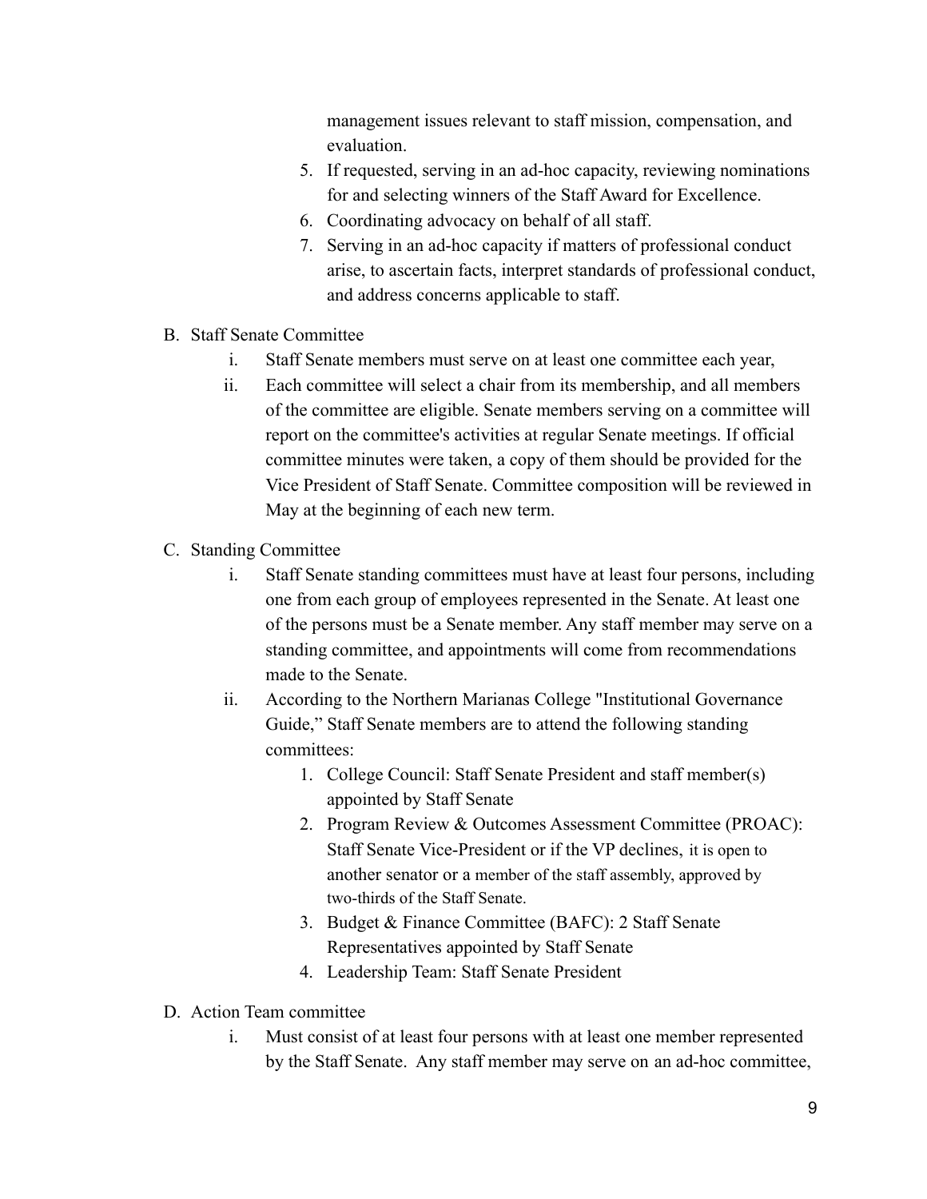management issues relevant to staff mission, compensation, and evaluation.

5. If requested, serving in an ad-hoc capacity, reviewing nominations for and selecting winners of the Staff Award for Excellence.
6. Coordinating advocacy on behalf of all staff.
7. Serving in an ad-hoc capacity if matters of professional conduct arise, to ascertain facts, interpret standards of professional conduct, and address concerns applicable to staff.

B. Staff Senate Committee

   i. Staff Senate members must serve on at least one committee each year,

   ii. Each committee will select a chair from its membership, and all members of the committee are eligible. Senate members serving on a committee will report on the committee's activities at regular Senate meetings. If official committee minutes were taken, a copy of them should be provided for the Vice President of Staff Senate. Committee composition will be reviewed in May at the beginning of each new term.

C. Standing Committee

   i. Staff Senate standing committees must have at least four persons, including one from each group of employees represented in the Senate. At least one of the persons must be a Senate member. Any staff member may serve on a standing committee, and appointments will come from recommendations made to the Senate.

   ii. According to the Northern Marianas College "Institutional Governance Guide," Staff Senate members are to attend the following standing committees:

      1. College Council: Staff Senate President and staff member(s) appointed by Staff Senate
      2. Program Review & Outcomes Assessment Committee (PROAC): Staff Senate Vice-President or if the VP declines, it is open to another senator or a member of the staff assembly, approved by two-thirds of the Staff Senate.
      3. Budget & Finance Committee (BAFC): 2 Staff Senate Representatives appointed by Staff Senate
      4. Leadership Team: Staff Senate President

D. Action Team committee

   i. Must consist of at least four persons with at least one member represented by the Staff Senate. Any staff member may serve on an ad-hoc committee,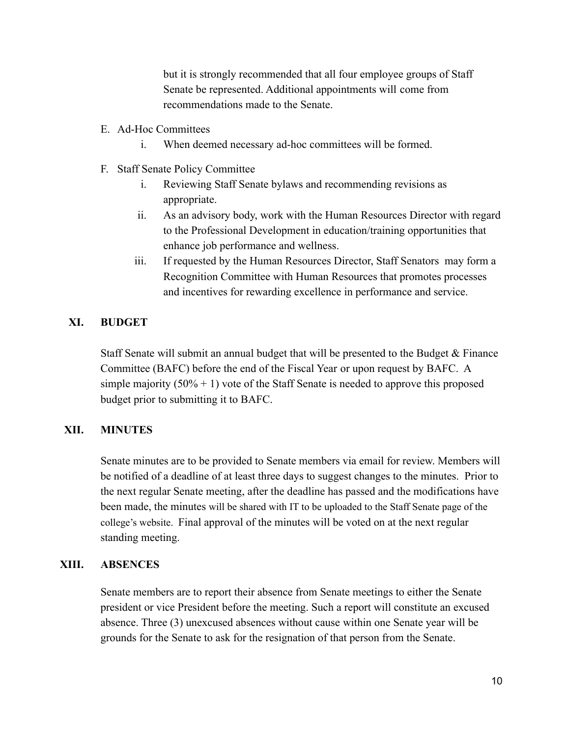but it is strongly recommended that all four employee groups of Staff Senate be represented. Additional appointments will come from recommendations made to the Senate.

E. Ad-Hoc Committees
   i. When deemed necessary ad-hoc committees will be formed.

F. Staff Senate Policy Committee
   i. Reviewing Staff Senate bylaws and recommending revisions as appropriate.
   ii. As an advisory body, work with the Human Resources Director with regard to the Professional Development in education/training opportunities that enhance job performance and wellness.
   iii. If requested by the Human Resources Director, Staff Senators may form a Recognition Committee with Human Resources that promotes processes and incentives for rewarding excellence in performance and service.

## XI. BUDGET

Staff Senate will submit an annual budget that will be presented to the Budget & Finance Committee (BAFC) before the end of the Fiscal Year or upon request by BAFC. A simple majority (50% + 1) vote of the Staff Senate is needed to approve this proposed budget prior to submitting it to BAFC.

## XII. MINUTES

Senate minutes are to be provided to Senate members via email for review. Members will be notified of a deadline of at least three days to suggest changes to the minutes. Prior to the next regular Senate meeting, after the deadline has passed and the modifications have been made, the minutes will be shared with IT to be uploaded to the Staff Senate page of the college's website. Final approval of the minutes will be voted on at the next regular standing meeting.

## XIII. ABSENCES

Senate members are to report their absence from Senate meetings to either the Senate president or vice President before the meeting. Such a report will constitute an excused absence. Three (3) unexcused absences without cause within one Senate year will be grounds for the Senate to ask for the resignation of that person from the Senate.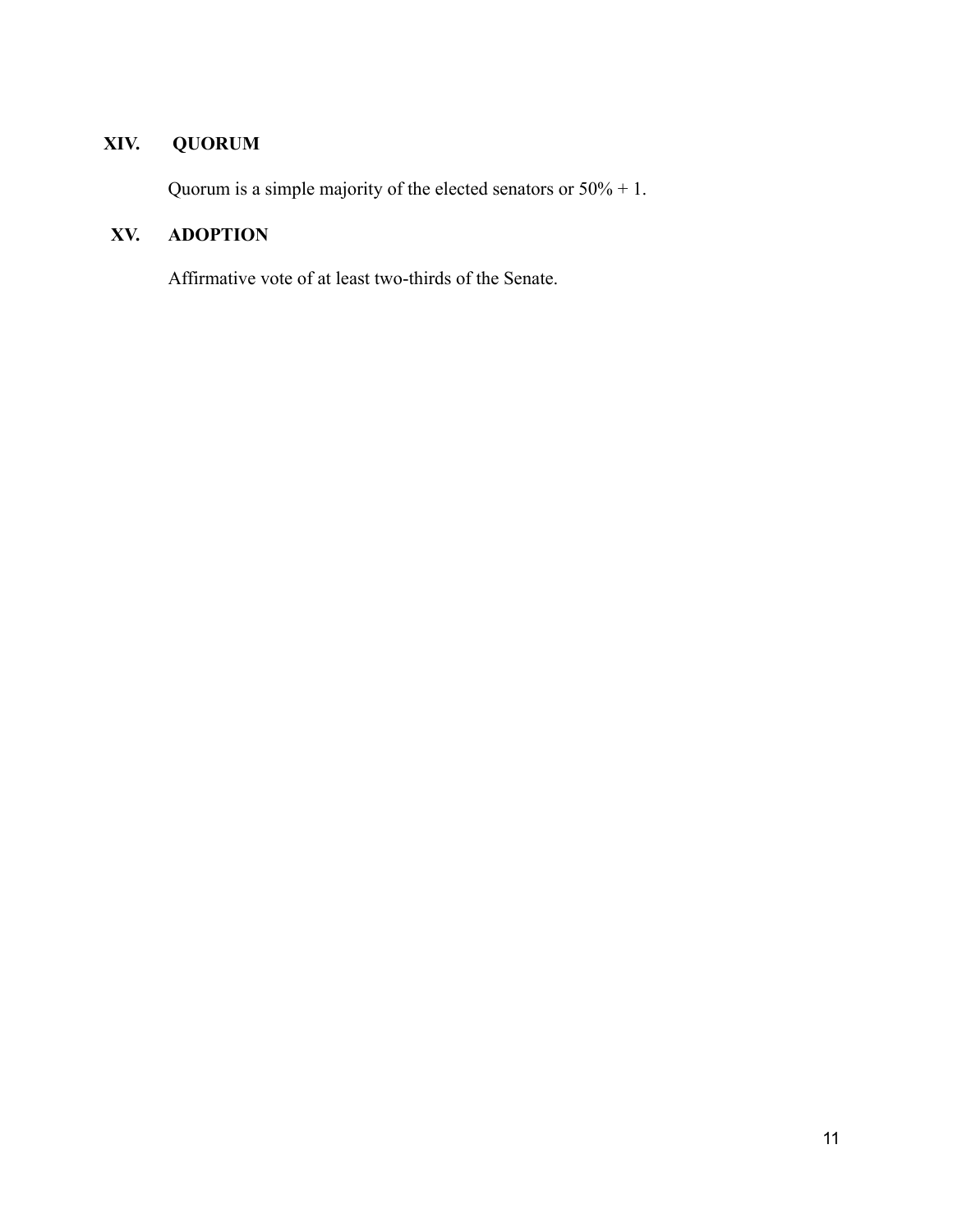## XIV. QUORUM

Quorum is a simple majority of the elected senators or 50% + 1.

## XV. ADOPTION

Affirmative vote of at least two-thirds of the Senate.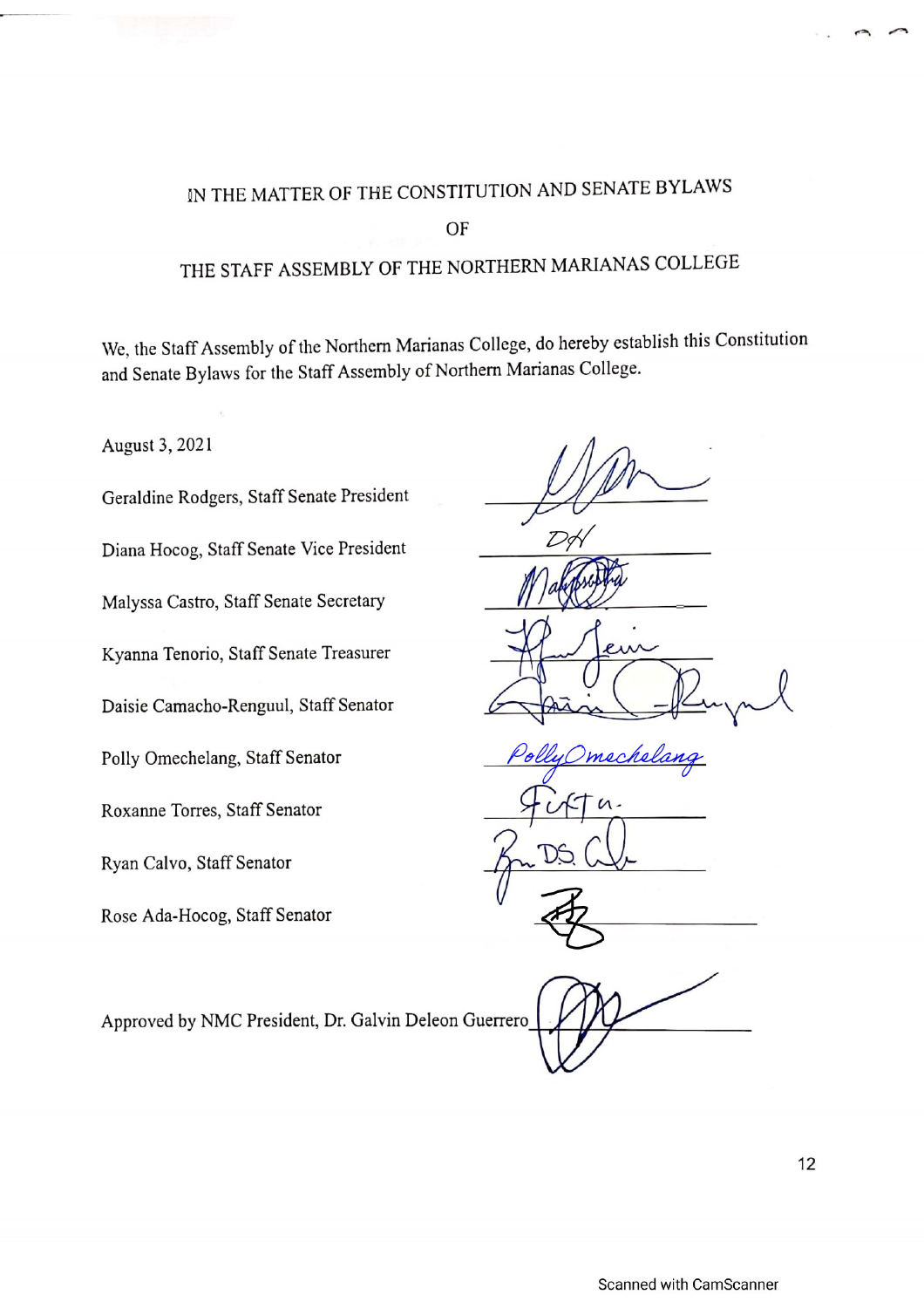IN THE MATTER OF THE CONSTITUTION AND SENATE BYLAWS

OF

THE STAFF ASSEMBLY OF THE NORTHERN MARIANAS COLLEGE

We, the Staff Assembly of the Northern Marianas College, do hereby establish this Constitution and Senate Bylaws for the Staff Assembly of Northern Marianas College.

August 3, 2021

Geraldine Rodgers, Staff Senate President \_\_\_\_\_\_\_\_\_\_\_\_\_\_\_\_

Diana Hocog, Staff Senate Vice President \_\_\_\_\_\_\_\_\_\_\_\_\_\_\_\_

Malyssa Castro, Staff Senate Secretary \_\_\_\_\_\_\_\_\_\_\_\_\_\_\_\_

Kyanna Tenorio, Staff Senate Treasurer \_\_\_\_\_\_\_\_\_\_\_\_\_\_\_\_

Daisie Camacho-Renguul, Staff Senator \_\_\_\_\_\_\_\_\_\_\_\_\_\_\_\_

Polly Omechelang, Staff Senator Polly Omechelang

Roxanne Torres, Staff Senator \_\_\_\_\_\_\_\_\_\_\_\_\_\_\_\_

Ryan Calvo, Staff Senator \_\_\_\_\_\_\_\_\_\_\_\_\_\_\_\_

Rose Ada-Hocog, Staff Senator \_\_\_\_\_\_\_\_\_\_\_\_\_\_\_\_

Approved by NMC President, Dr. Galvin Deleon Guerrero \_\_\_\_\_\_\_\_\_\_\_\_\_\_\_\_

Scanned with CamScanner